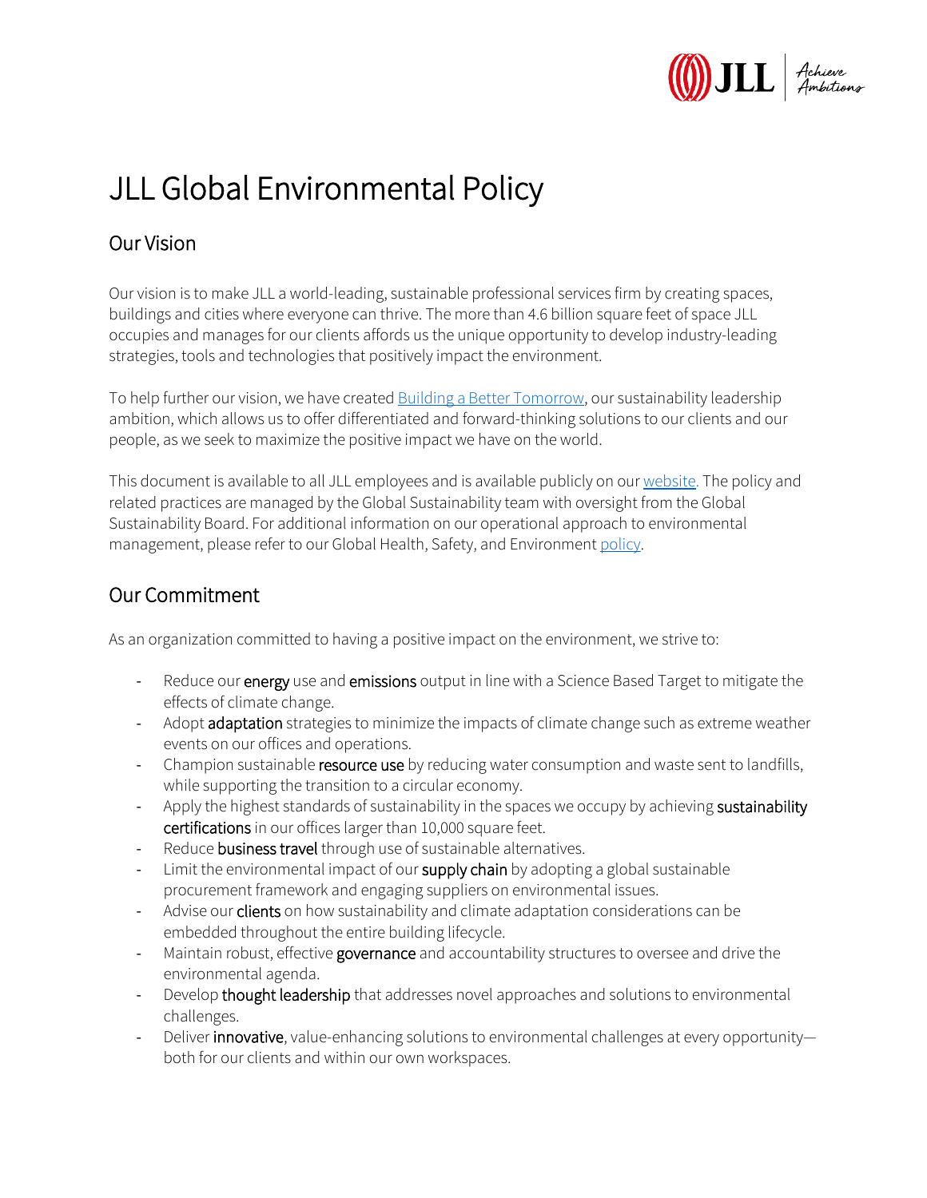# JLL Global Environmental Policy

## Our Vision

Our vision is to make JLL a world-leading, sustainable professional services firm by creating spaces, buildings and cities where everyone can thrive. The more than 4.6 billion square feet of space JLL occupies and manages for our clients affords us the unique opportunity to develop industry-leading strategies, tools and technologies that positively impact the environment.

To help further our vision, we have created Building a Better Tomorrow, our sustainability leadership ambition, which allows us to offer differentiated and forward-thinking solutions to our clients and our people, as we seek to maximize the positive impact we have on the world.

This document is available to all JLL employees and is available publicly on our website. The policy and related practices are managed by the Global Sustainability team with oversight from the Global Sustainability Board. For additional information on our operational approach to environmental management, please refer to our Global Health, Safety, and Environment policy.

## Our Commitment

As an organization committed to having a positive impact on the environment, we strive to:

- Reduce our **energy** use and **emissions** output in line with a Science Based Target to mitigate the effects of climate change.
- Adopt **adaptation** strategies to minimize the impacts of climate change such as extreme weather events on our offices and operations.
- Champion sustainable **resource use** by reducing water consumption and waste sent to landfills, while supporting the transition to a circular economy.
- Apply the highest standards of sustainability in the spaces we occupy by achieving **sustainability certifications** in our offices larger than 10,000 square feet.
- Reduce **business travel** through use of sustainable alternatives.
- Limit the environmental impact of our **supply chain** by adopting a global sustainable procurement framework and engaging suppliers on environmental issues.
- Advise our **clients** on how sustainability and climate adaptation considerations can be embedded throughout the entire building lifecycle.
- Maintain robust, effective **governance** and accountability structures to oversee and drive the environmental agenda.
- Develop **thought leadership** that addresses novel approaches and solutions to environmental challenges.
- Deliver **innovative**, value-enhancing solutions to environmental challenges at every opportunity—both for our clients and within our own workspaces.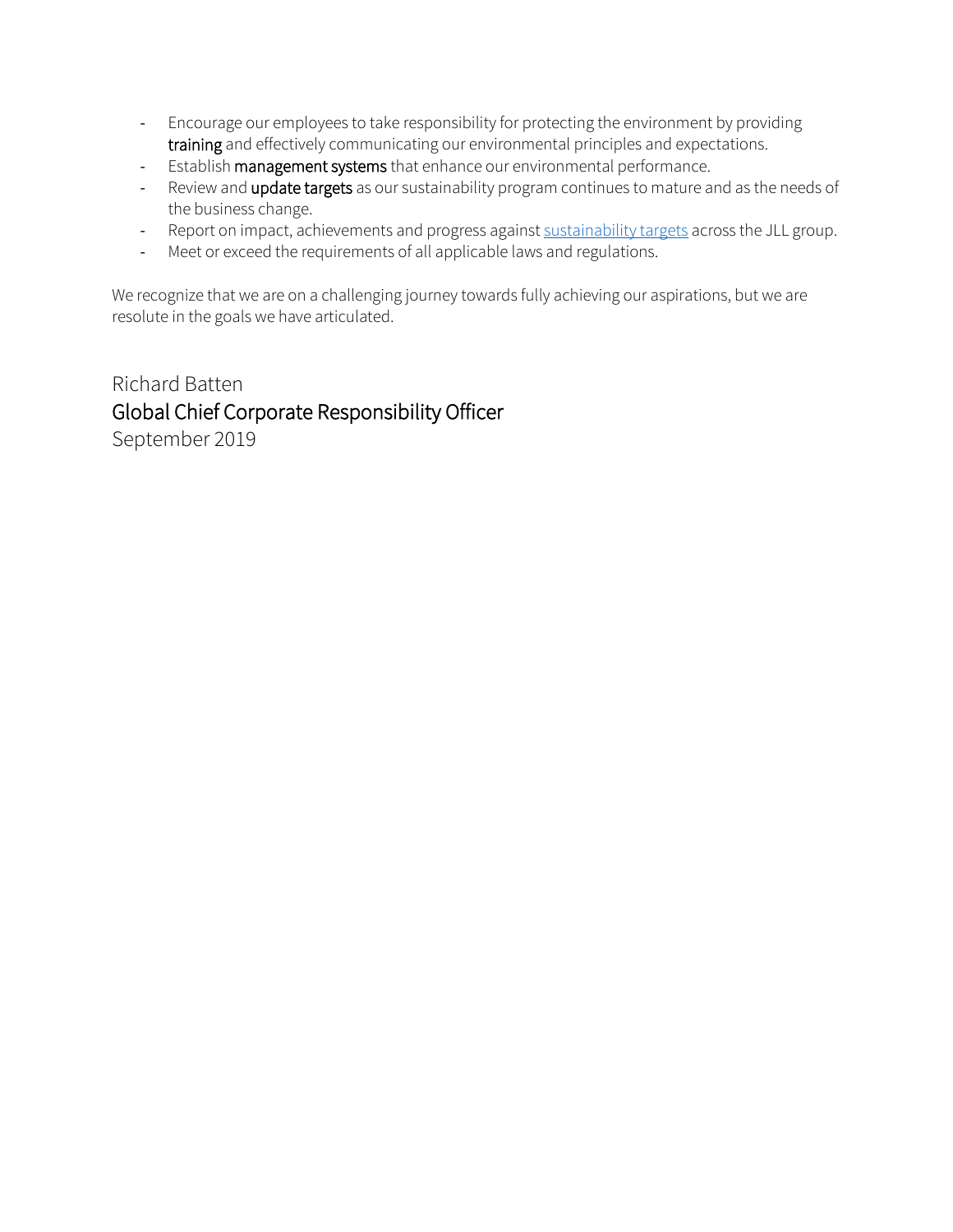- Encourage our employees to take responsibility for protecting the environment by providing **training** and effectively communicating our environmental principles and expectations.
- Establish **management systems** that enhance our environmental performance.
- Review and **update targets** as our sustainability program continues to mature and as the needs of the business change.
- Report on impact, achievements and progress against sustainability targets across the JLL group.
- Meet or exceed the requirements of all applicable laws and regulations.

We recognize that we are on a challenging journey towards fully achieving our aspirations, but we are resolute in the goals we have articulated.

Richard Batten
Global Chief Corporate Responsibility Officer
September 2019